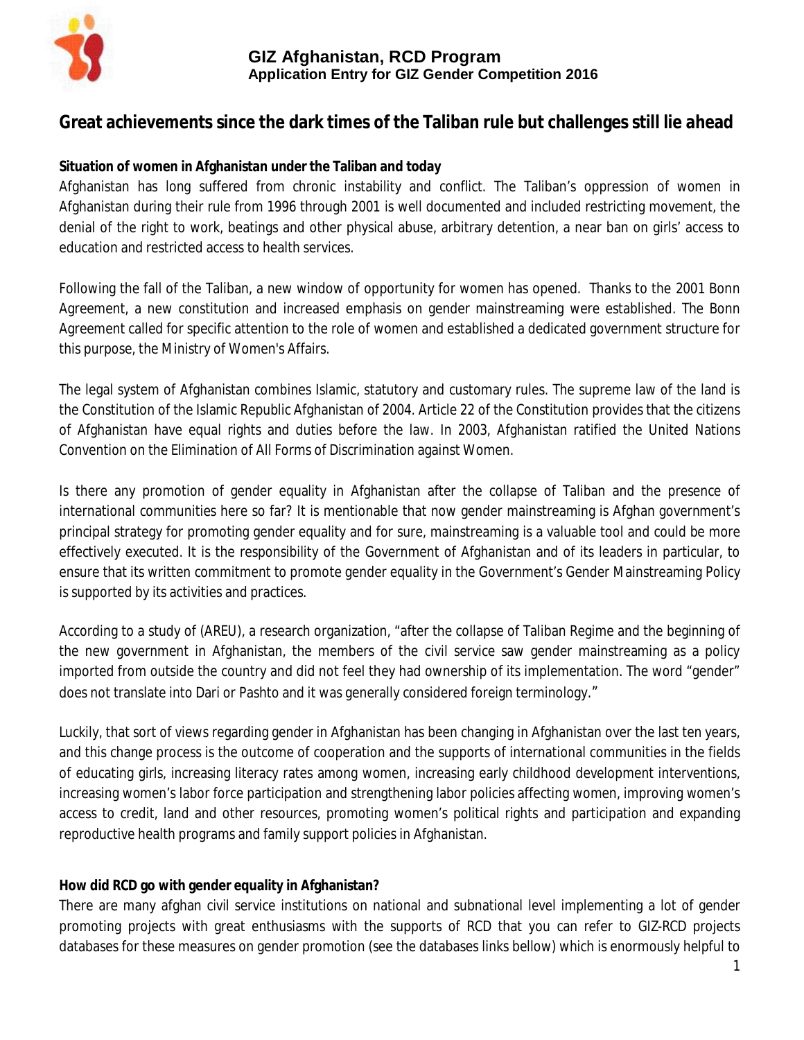**GIZ Afghanistan, RCD Program**
**Application Entry for GIZ Gender Competition 2016**

# Great achievements since the dark times of the Taliban rule but challenges still lie ahead

**Situation of women in Afghanistan under the Taliban and today**

Afghanistan has long suffered from chronic instability and conflict. The Taliban's oppression of women in Afghanistan during their rule from 1996 through 2001 is well documented and included restricting movement, the denial of the right to work, beatings and other physical abuse, arbitrary detention, a near ban on girls' access to education and restricted access to health services.

Following the fall of the Taliban, a new window of opportunity for women has opened. Thanks to the 2001 Bonn Agreement, a new constitution and increased emphasis on gender mainstreaming were established. The Bonn Agreement called for specific attention to the role of women and established a dedicated government structure for this purpose, the Ministry of Women's Affairs.

The legal system of Afghanistan combines Islamic, statutory and customary rules. The supreme law of the land is the Constitution of the Islamic Republic Afghanistan of 2004. Article 22 of the Constitution provides that the citizens of Afghanistan have equal rights and duties before the law. In 2003, Afghanistan ratified the United Nations Convention on the Elimination of All Forms of Discrimination against Women.

Is there any promotion of gender equality in Afghanistan after the collapse of Taliban and the presence of international communities here so far? It is mentionable that now gender mainstreaming is Afghan government's principal strategy for promoting gender equality and for sure, mainstreaming is a valuable tool and could be more effectively executed. It is the responsibility of the Government of Afghanistan and of its leaders in particular, to ensure that its written commitment to promote gender equality in the Government's Gender Mainstreaming Policy is supported by its activities and practices.

According to a study of (AREU), a research organization, "after the collapse of Taliban Regime and the beginning of the new government in Afghanistan, the members of the civil service saw gender mainstreaming as a policy imported from outside the country and did not feel they had ownership of its implementation. The word "gender" does not translate into Dari or Pashto and it was generally considered foreign terminology."

Luckily, that sort of views regarding gender in Afghanistan has been changing in Afghanistan over the last ten years, and this change process is the outcome of cooperation and the supports of international communities in the fields of educating girls, increasing literacy rates among women, increasing early childhood development interventions, increasing women's labor force participation and strengthening labor policies affecting women, improving women's access to credit, land and other resources, promoting women's political rights and participation and expanding reproductive health programs and family support policies in Afghanistan.

**How did RCD go with gender equality in Afghanistan?**

There are many afghan civil service institutions on national and subnational level implementing a lot of gender promoting projects with great enthusiasms with the supports of RCD that you can refer to GIZ-RCD projects databases for these measures on gender promotion (see the databases links bellow) which is enormously helpful to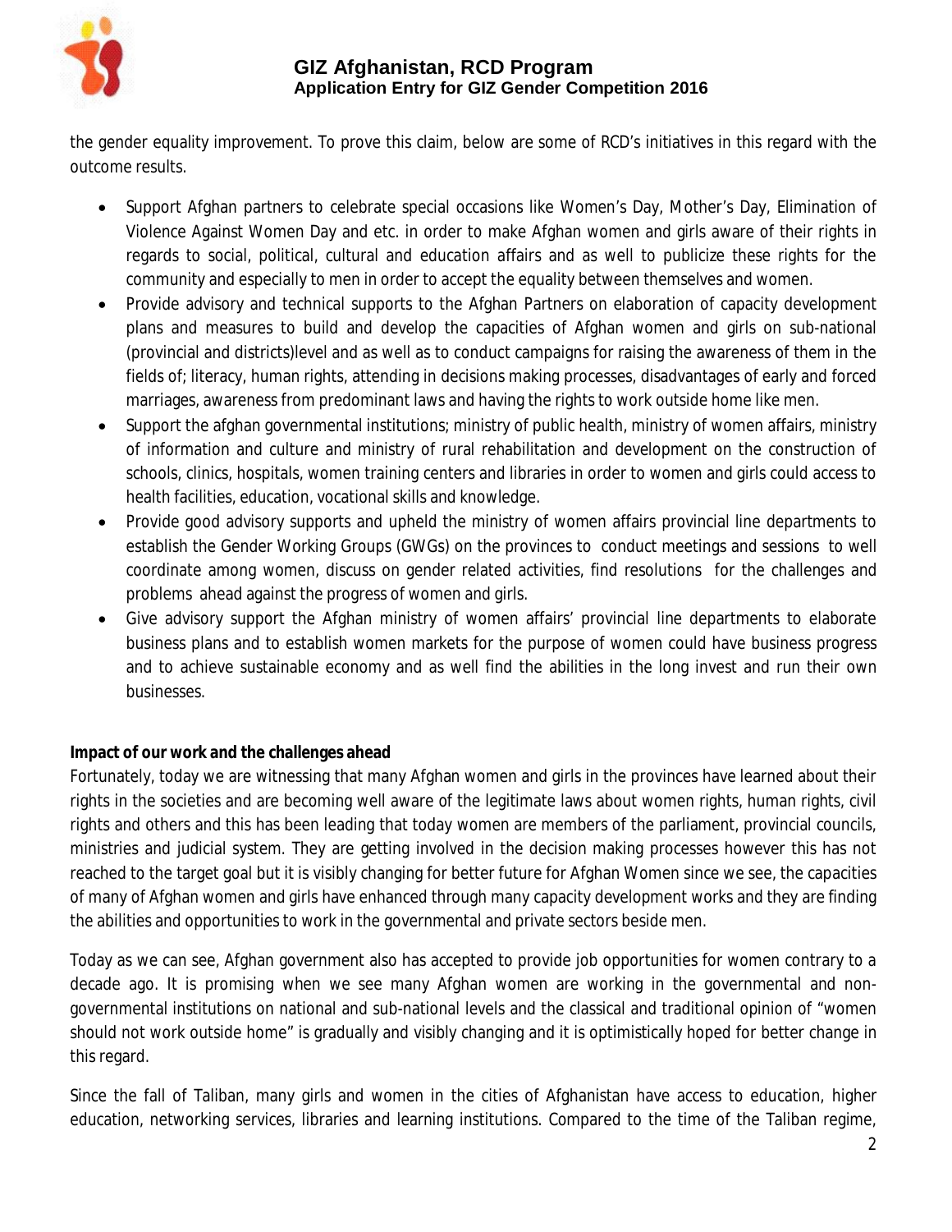the gender equality improvement. To prove this claim, below are some of RCD's initiatives in this regard with the outcome results.

- Support Afghan partners to celebrate special occasions like Women's Day, Mother's Day, Elimination of Violence Against Women Day and etc. in order to make Afghan women and girls aware of their rights in regards to social, political, cultural and education affairs and as well to publicize these rights for the community and especially to men in order to accept the equality between themselves and women.
- Provide advisory and technical supports to the Afghan Partners on elaboration of capacity development plans and measures to build and develop the capacities of Afghan women and girls on sub-national (provincial and districts)level and as well as to conduct campaigns for raising the awareness of them in the fields of; literacy, human rights, attending in decisions making processes, disadvantages of early and forced marriages, awareness from predominant laws and having the rights to work outside home like men.
- Support the afghan governmental institutions; ministry of public health, ministry of women affairs, ministry of information and culture and ministry of rural rehabilitation and development on the construction of schools, clinics, hospitals, women training centers and libraries in order to women and girls could access to health facilities, education, vocational skills and knowledge.
- Provide good advisory supports and upheld the ministry of women affairs provincial line departments to establish the Gender Working Groups (GWGs) on the provinces to conduct meetings and sessions to well coordinate among women, discuss on gender related activities, find resolutions for the challenges and problems ahead against the progress of women and girls.
- Give advisory support the Afghan ministry of women affairs' provincial line departments to elaborate business plans and to establish women markets for the purpose of women could have business progress and to achieve sustainable economy and as well find the abilities in the long invest and run their own businesses.

**Impact of our work and the challenges ahead**

Fortunately, today we are witnessing that many Afghan women and girls in the provinces have learned about their rights in the societies and are becoming well aware of the legitimate laws about women rights, human rights, civil rights and others and this has been leading that today women are members of the parliament, provincial councils, ministries and judicial system. They are getting involved in the decision making processes however this has not reached to the target goal but it is visibly changing for better future for Afghan Women since we see, the capacities of many of Afghan women and girls have enhanced through many capacity development works and they are finding the abilities and opportunities to work in the governmental and private sectors beside men.

Today as we can see, Afghan government also has accepted to provide job opportunities for women contrary to a decade ago. It is promising when we see many Afghan women are working in the governmental and non-governmental institutions on national and sub-national levels and the classical and traditional opinion of "women should not work outside home" is gradually and visibly changing and it is optimistically hoped for better change in this regard.

Since the fall of Taliban, many girls and women in the cities of Afghanistan have access to education, higher education, networking services, libraries and learning institutions. Compared to the time of the Taliban regime,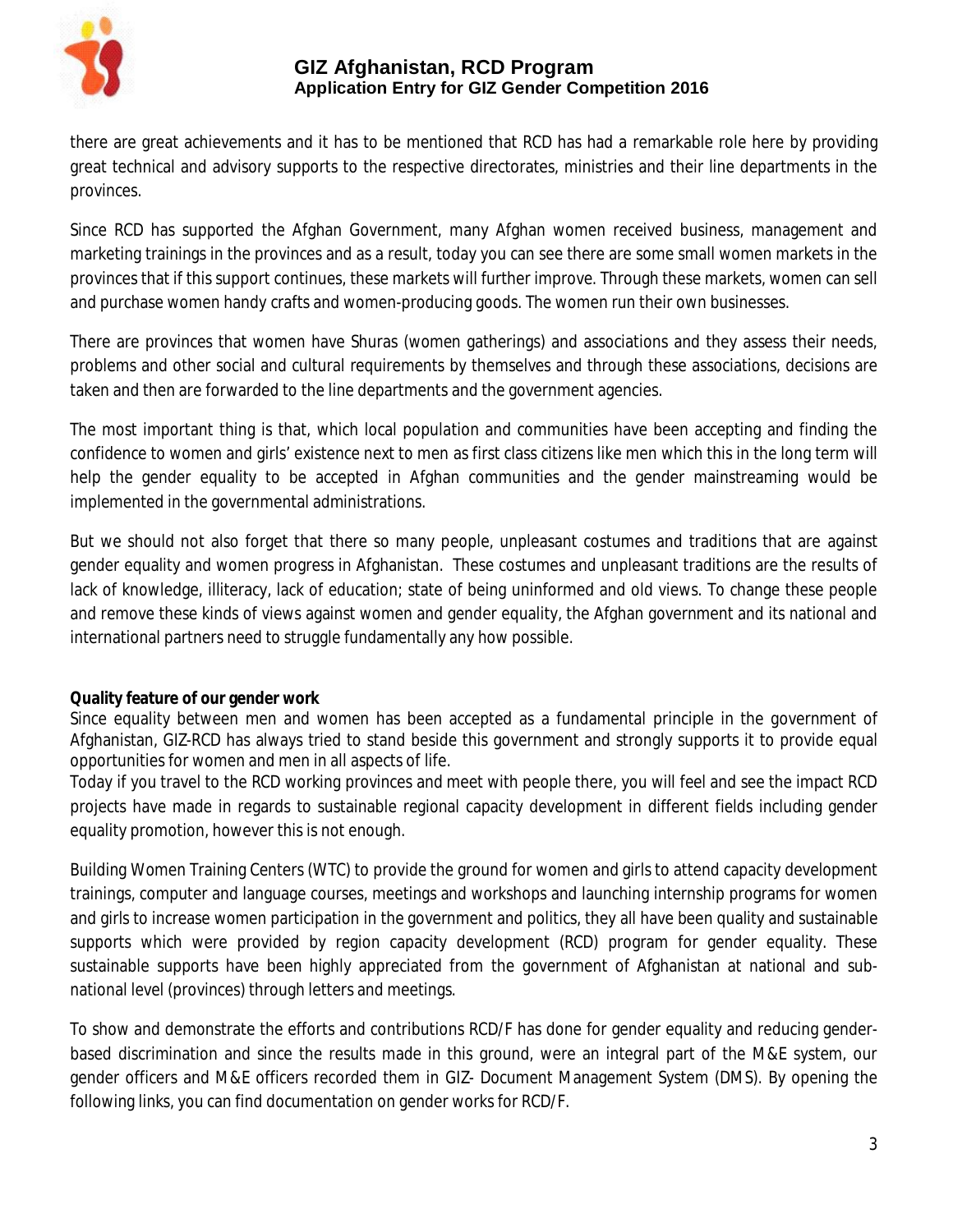there are great achievements and it has to be mentioned that RCD has had a remarkable role here by providing great technical and advisory supports to the respective directorates, ministries and their line departments in the provinces.

Since RCD has supported the Afghan Government, many Afghan women received business, management and marketing trainings in the provinces and as a result, today you can see there are some small women markets in the provinces that if this support continues, these markets will further improve. Through these markets, women can sell and purchase women handy crafts and women-producing goods. The women run their own businesses.

There are provinces that women have Shuras (women gatherings) and associations and they assess their needs, problems and other social and cultural requirements by themselves and through these associations, decisions are taken and then are forwarded to the line departments and the government agencies.

The most important thing is that, which local population and communities have been accepting and finding the confidence to women and girls' existence next to men as first class citizens like men which this in the long term will help the gender equality to be accepted in Afghan communities and the gender mainstreaming would be implemented in the governmental administrations.

But we should not also forget that there so many people, unpleasant costumes and traditions that are against gender equality and women progress in Afghanistan. These costumes and unpleasant traditions are the results of lack of knowledge, illiteracy, lack of education; state of being uninformed and old views. To change these people and remove these kinds of views against women and gender equality, the Afghan government and its national and international partners need to struggle fundamentally any how possible.

**Quality feature of our gender work**

Since equality between men and women has been accepted as a fundamental principle in the government of Afghanistan, GIZ-RCD has always tried to stand beside this government and strongly supports it to provide equal opportunities for women and men in all aspects of life.

Today if you travel to the RCD working provinces and meet with people there, you will feel and see the impact RCD projects have made in regards to sustainable regional capacity development in different fields including gender equality promotion, however this is not enough.

Building Women Training Centers (WTC) to provide the ground for women and girls to attend capacity development trainings, computer and language courses, meetings and workshops and launching internship programs for women and girls to increase women participation in the government and politics, they all have been quality and sustainable supports which were provided by region capacity development (RCD) program for gender equality. These sustainable supports have been highly appreciated from the government of Afghanistan at national and sub-national level (provinces) through letters and meetings.

To show and demonstrate the efforts and contributions RCD/F has done for gender equality and reducing gender-based discrimination and since the results made in this ground, were an integral part of the M&E system, our gender officers and M&E officers recorded them in GIZ- Document Management System (DMS). By opening the following links, you can find documentation on gender works for RCD/F.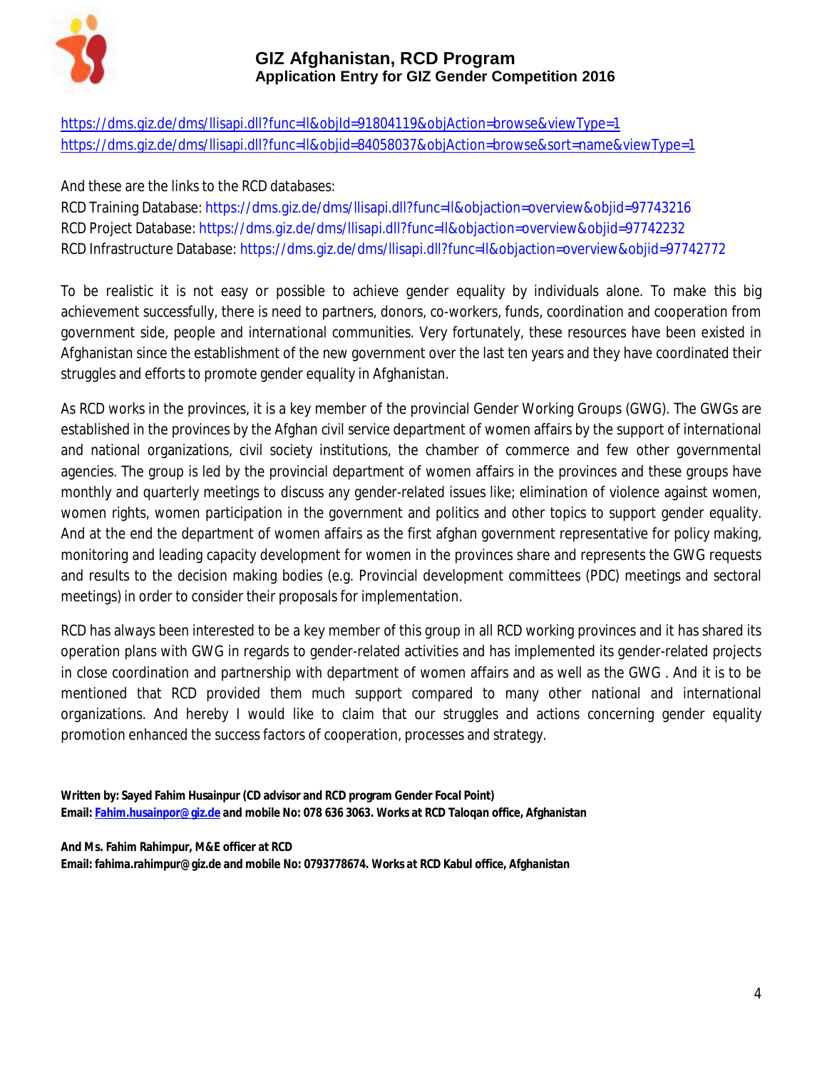https://dms.giz.de/dms/llisapi.dll?func=ll&objId=91804119&objAction=browse&viewType=1
https://dms.giz.de/dms/llisapi.dll?func=ll&objid=84058037&objAction=browse&sort=name&viewType=1

And these are the links to the RCD databases:
RCD Training Database: https://dms.giz.de/dms/llisapi.dll?func=ll&objaction=overview&objid=97743216
RCD Project Database: https://dms.giz.de/dms/llisapi.dll?func=ll&objaction=overview&objid=97742232
RCD Infrastructure Database: https://dms.giz.de/dms/llisapi.dll?func=ll&objaction=overview&objid=97742772

To be realistic it is not easy or possible to achieve gender equality by individuals alone. To make this big achievement successfully, there is need to partners, donors, co-workers, funds, coordination and cooperation from government side, people and international communities. Very fortunately, these resources have been existed in Afghanistan since the establishment of the new government over the last ten years and they have coordinated their struggles and efforts to promote gender equality in Afghanistan.

As RCD works in the provinces, it is a key member of the provincial Gender Working Groups (GWG). The GWGs are established in the provinces by the Afghan civil service department of women affairs by the support of international and national organizations, civil society institutions, the chamber of commerce and few other governmental agencies. The group is led by the provincial department of women affairs in the provinces and these groups have monthly and quarterly meetings to discuss any gender-related issues like; elimination of violence against women, women rights, women participation in the government and politics and other topics to support gender equality. And at the end the department of women affairs as the first afghan government representative for policy making, monitoring and leading capacity development for women in the provinces share and represents the GWG requests and results to the decision making bodies (e.g. Provincial development committees (PDC) meetings and sectoral meetings) in order to consider their proposals for implementation.

RCD has always been interested to be a key member of this group in all RCD working provinces and it has shared its operation plans with GWG in regards to gender-related activities and has implemented its gender-related projects in close coordination and partnership with department of women affairs and as well as the GWG . And it is to be mentioned that RCD provided them much support compared to many other national and international organizations. And hereby I would like to claim that our struggles and actions concerning gender equality promotion enhanced the success factors of cooperation, processes and strategy.

**Written by: Sayed Fahim Husainpur (CD advisor and RCD program Gender Focal Point)**
**Email: Fahim.husainpor@giz.de and mobile No: 078 636 3063. Works at RCD Taloqan office, Afghanistan**

**And Ms. Fahim Rahimpur, M&E officer at RCD**
**Email: fahima.rahimpur@giz.de and mobile No: 0793778674. Works at RCD Kabul office, Afghanistan**